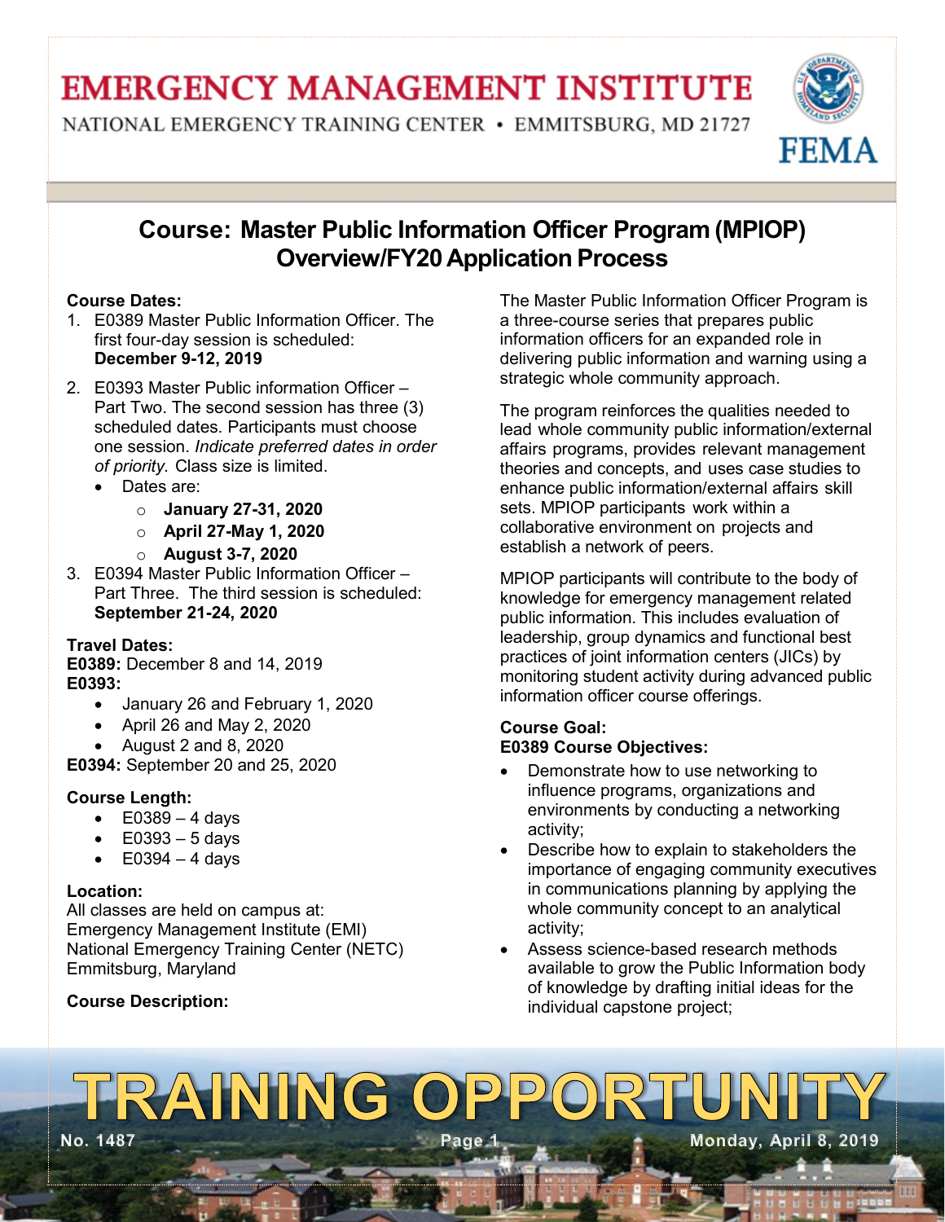# EMERGENCY MANAGEMENT INSTITUTE

NATIONAL EMERGENCY TRAINING CENTER • EMMITSBURG, MD 21727

FEMA

## Course: Master Public Information Officer Program (MPIOP) Overview/FY20 Application Process

**Course Dates:**

1. E0389 Master Public Information Officer. The first four-day session is scheduled: **December 9-12, 2019**
2. E0393 Master Public information Officer – Part Two. The second session has three (3) scheduled dates. Participants must choose one session. *Indicate preferred dates in order of priority.* Class size is limited.
   - Dates are:
     - **January 27-31, 2020**
     - **April 27-May 1, 2020**
     - **August 3-7, 2020**
3. E0394 Master Public Information Officer – Part Three. The third session is scheduled: **September 21-24, 2020**

**Travel Dates:**

**E0389:** December 8 and 14, 2019

**E0393:**

- January 26 and February 1, 2020
- April 26 and May 2, 2020
- August 2 and 8, 2020

**E0394:** September 20 and 25, 2020

**Course Length:**

- E0389 – 4 days
- E0393 – 5 days
- E0394 – 4 days

**Location:**

All classes are held on campus at:
Emergency Management Institute (EMI)
National Emergency Training Center (NETC)
Emmitsburg, Maryland

**Course Description:**

The Master Public Information Officer Program is a three-course series that prepares public information officers for an expanded role in delivering public information and warning using a strategic whole community approach.

The program reinforces the qualities needed to lead whole community public information/external affairs programs, provides relevant management theories and concepts, and uses case studies to enhance public information/external affairs skill sets. MPIOP participants work within a collaborative environment on projects and establish a network of peers.

MPIOP participants will contribute to the body of knowledge for emergency management related public information. This includes evaluation of leadership, group dynamics and functional best practices of joint information centers (JICs) by monitoring student activity during advanced public information officer course offerings.

**Course Goal:**

**E0389 Course Objectives:**

- Demonstrate how to use networking to influence programs, organizations and environments by conducting a networking activity;
- Describe how to explain to stakeholders the importance of engaging community executives in communications planning by applying the whole community concept to an analytical activity;
- Assess science-based research methods available to grow the Public Information body of knowledge by drafting initial ideas for the individual capstone project;

TRAINING OPPORTUNITY

No. 1487 Monday, April 8, 2019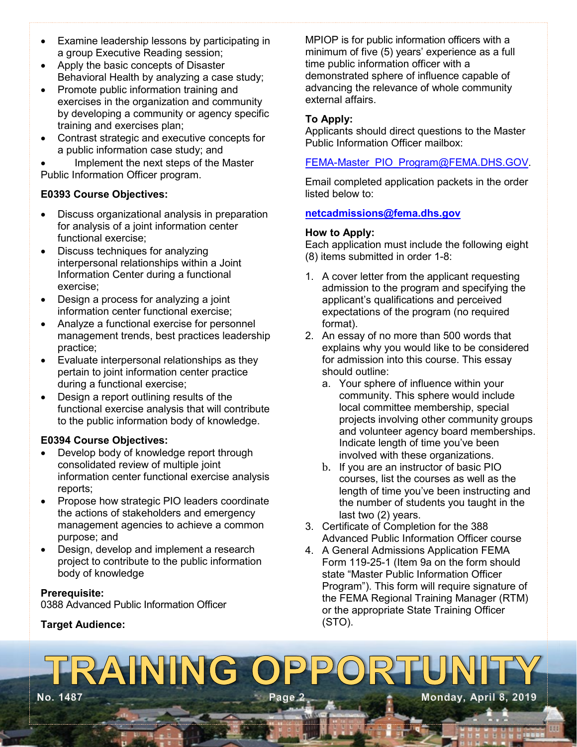- Examine leadership lessons by participating in a group Executive Reading session;
- Apply the basic concepts of Disaster Behavioral Health by analyzing a case study;
- Promote public information training and exercises in the organization and community by developing a community or agency specific training and exercises plan;
- Contrast strategic and executive concepts for a public information case study; and
- Implement the next steps of the Master Public Information Officer program.

**E0393 Course Objectives:**

- Discuss organizational analysis in preparation for analysis of a joint information center functional exercise;
- Discuss techniques for analyzing interpersonal relationships within a Joint Information Center during a functional exercise;
- Design a process for analyzing a joint information center functional exercise;
- Analyze a functional exercise for personnel management trends, best practices leadership practice;
- Evaluate interpersonal relationships as they pertain to joint information center practice during a functional exercise;
- Design a report outlining results of the functional exercise analysis that will contribute to the public information body of knowledge.

**E0394 Course Objectives:**

- Develop body of knowledge report through consolidated review of multiple joint information center functional exercise analysis reports;
- Propose how strategic PIO leaders coordinate the actions of stakeholders and emergency management agencies to achieve a common purpose; and
- Design, develop and implement a research project to contribute to the public information body of knowledge

**Prerequisite:**
0388 Advanced Public Information Officer

**Target Audience:**

MPIOP is for public information officers with a minimum of five (5) years' experience as a full time public information officer with a demonstrated sphere of influence capable of advancing the relevance of whole community external affairs.

**To Apply:**
Applicants should direct questions to the Master Public Information Officer mailbox:

FEMA-Master_PIO_Program@FEMA.DHS.GOV.

Email completed application packets in the order listed below to:

**netcadmissions@fema.dhs.gov**

**How to Apply:**
Each application must include the following eight (8) items submitted in order 1-8:

1. A cover letter from the applicant requesting admission to the program and specifying the applicant's qualifications and perceived expectations of the program (no required format).
2. An essay of no more than 500 words that explains why you would like to be considered for admission into this course. This essay should outline:
   a. Your sphere of influence within your community. This sphere would include local committee membership, special projects involving other community groups and volunteer agency board memberships. Indicate length of time you've been involved with these organizations.
   b. If you are an instructor of basic PIO courses, list the courses as well as the length of time you've been instructing and the number of students you taught in the last two (2) years.
3. Certificate of Completion for the 388 Advanced Public Information Officer course
4. A General Admissions Application FEMA Form 119-25-1 (Item 9a on the form should state "Master Public Information Officer Program"). This form will require signature of the FEMA Regional Training Manager (RTM) or the appropriate State Training Officer (STO).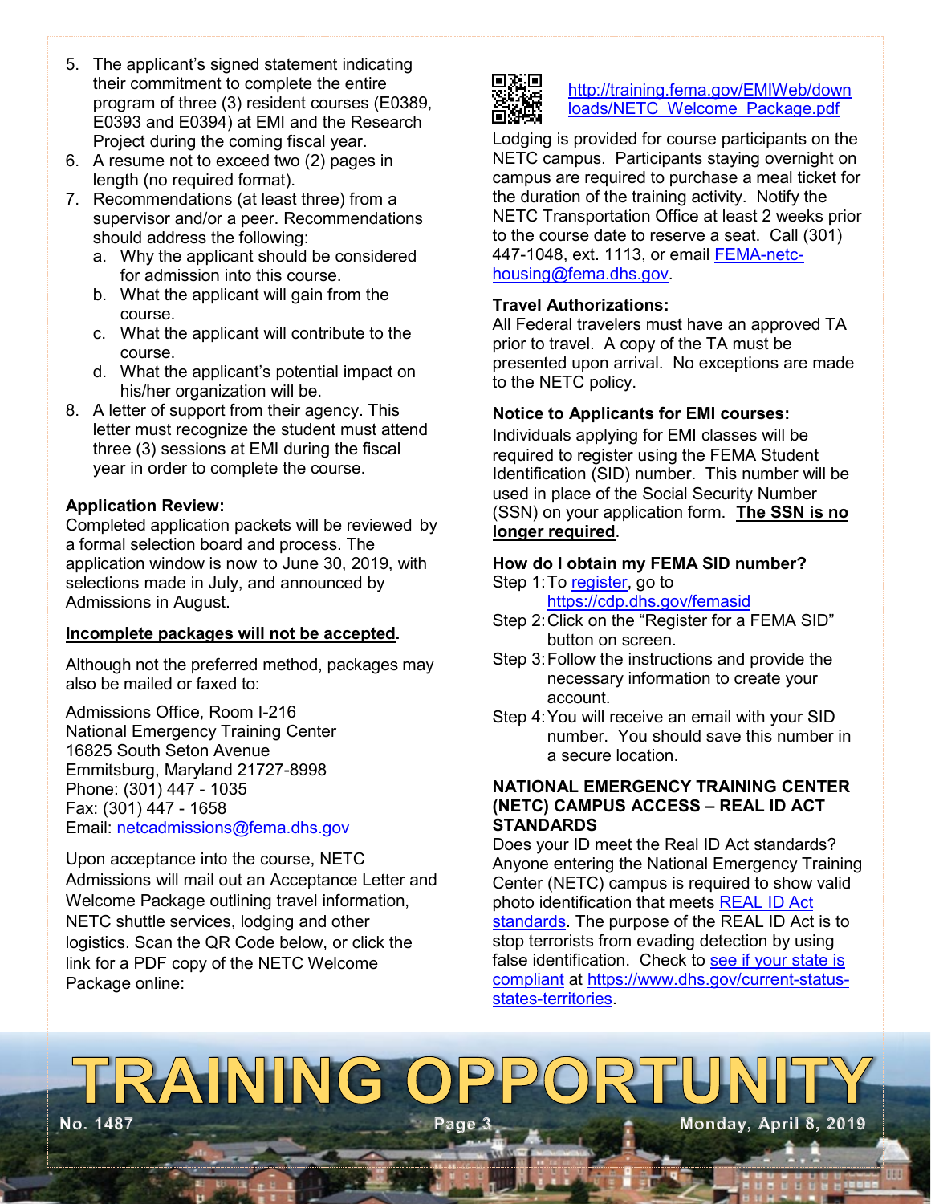5. The applicant's signed statement indicating their commitment to complete the entire program of three (3) resident courses (E0389, E0393 and E0394) at EMI and the Research Project during the coming fiscal year.
6. A resume not to exceed two (2) pages in length (no required format).
7. Recommendations (at least three) from a supervisor and/or a peer. Recommendations should address the following:
   a. Why the applicant should be considered for admission into this course.
   b. What the applicant will gain from the course.
   c. What the applicant will contribute to the course.
   d. What the applicant's potential impact on his/her organization will be.
8. A letter of support from their agency. This letter must recognize the student must attend three (3) sessions at EMI during the fiscal year in order to complete the course.

**Application Review:**
Completed application packets will be reviewed by a formal selection board and process. The application window is now to June 30, 2019, with selections made in July, and announced by Admissions in August.

**Incomplete packages will not be accepted.**

Although not the preferred method, packages may also be mailed or faxed to:

Admissions Office, Room I-216
National Emergency Training Center
16825 South Seton Avenue
Emmitsburg, Maryland 21727-8998
Phone: (301) 447 - 1035
Fax: (301) 447 - 1658
Email: netcadmissions@fema.dhs.gov

Upon acceptance into the course, NETC Admissions will mail out an Acceptance Letter and Welcome Package outlining travel information, NETC shuttle services, lodging and other logistics. Scan the QR Code below, or click the link for a PDF copy of the NETC Welcome Package online:

http://training.fema.gov/EMIWeb/downloads/NETC_Welcome_Package.pdf

Lodging is provided for course participants on the NETC campus. Participants staying overnight on campus are required to purchase a meal ticket for the duration of the training activity. Notify the NETC Transportation Office at least 2 weeks prior to the course date to reserve a seat. Call (301) 447-1048, ext. 1113, or email FEMA-netc-housing@fema.dhs.gov.

**Travel Authorizations:**
All Federal travelers must have an approved TA prior to travel. A copy of the TA must be presented upon arrival. No exceptions are made to the NETC policy.

**Notice to Applicants for EMI courses:**
Individuals applying for EMI classes will be required to register using the FEMA Student Identification (SID) number. This number will be used in place of the Social Security Number (SSN) on your application form. **The SSN is no longer required**.

**How do I obtain my FEMA SID number?**
Step 1: To register, go to https://cdp.dhs.gov/femasid
Step 2: Click on the "Register for a FEMA SID" button on screen.
Step 3: Follow the instructions and provide the necessary information to create your account.
Step 4: You will receive an email with your SID number. You should save this number in a secure location.

**NATIONAL EMERGENCY TRAINING CENTER (NETC) CAMPUS ACCESS – REAL ID ACT STANDARDS**
Does your ID meet the Real ID Act standards? Anyone entering the National Emergency Training Center (NETC) campus is required to show valid photo identification that meets REAL ID Act standards. The purpose of the REAL ID Act is to stop terrorists from evading detection by using false identification. Check to see if your state is compliant at https://www.dhs.gov/current-status-states-territories.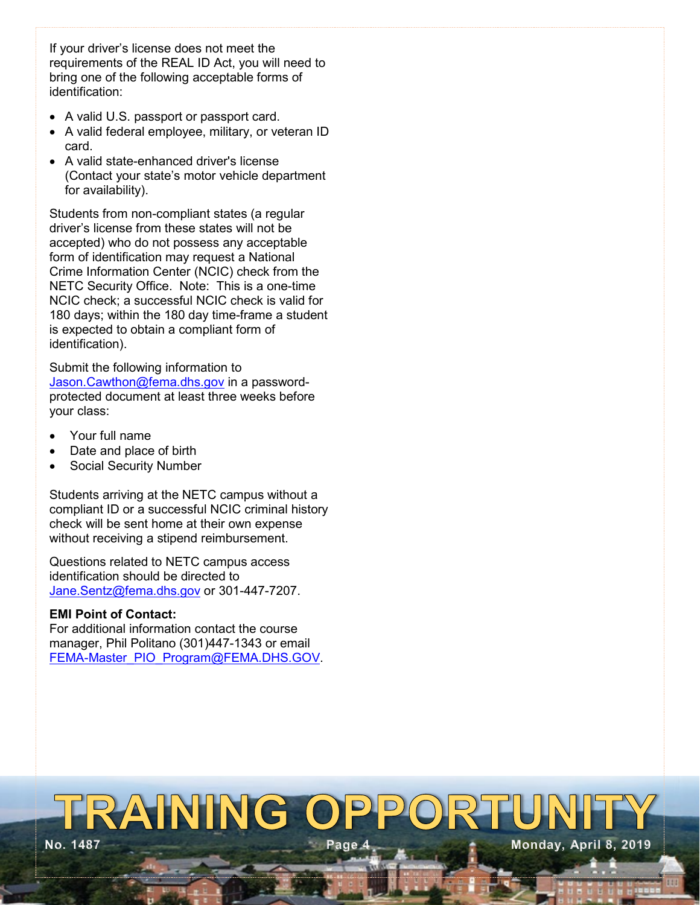If your driver's license does not meet the requirements of the REAL ID Act, you will need to bring one of the following acceptable forms of identification:

- A valid U.S. passport or passport card.
- A valid federal employee, military, or veteran ID card.
- A valid state-enhanced driver's license (Contact your state's motor vehicle department for availability).

Students from non-compliant states (a regular driver's license from these states will not be accepted) who do not possess any acceptable form of identification may request a National Crime Information Center (NCIC) check from the NETC Security Office. Note: This is a one-time NCIC check; a successful NCIC check is valid for 180 days; within the 180 day time-frame a student is expected to obtain a compliant form of identification).

Submit the following information to Jason.Cawthon@fema.dhs.gov in a password-protected document at least three weeks before your class:

- Your full name
- Date and place of birth
- Social Security Number

Students arriving at the NETC campus without a compliant ID or a successful NCIC criminal history check will be sent home at their own expense without receiving a stipend reimbursement.

Questions related to NETC campus access identification should be directed to Jane.Sentz@fema.dhs.gov or 301-447-7207.

**EMI Point of Contact:**
For additional information contact the course manager, Phil Politano (301)447-1343 or email FEMA-Master_PIO_Program@FEMA.DHS.GOV.